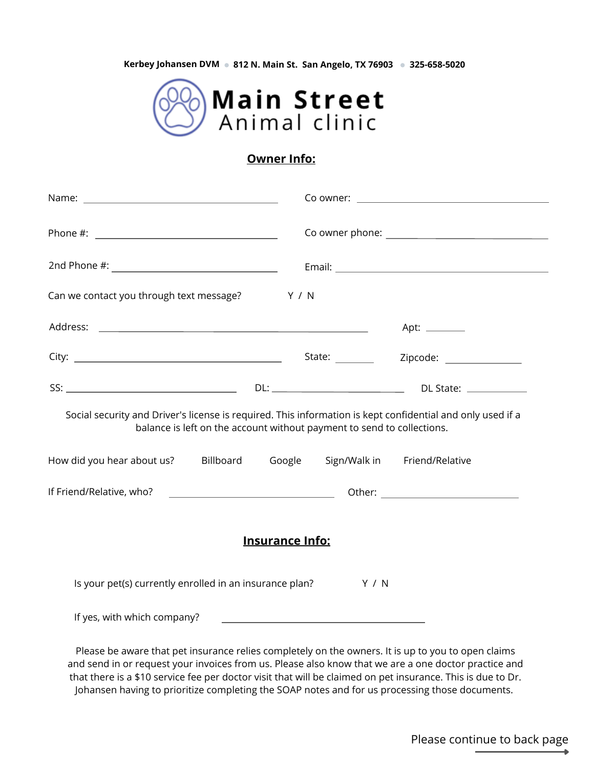Kerbey Johansen DVM • 812 N. Main St. San Angelo, TX 76903 • 325-658-5020

# Main Street Animal clinic

## Owner Info:

Name: ______________________ Co owner: ______________________

Phone #: ______________________ Co owner phone: ______________________

2nd Phone #: ______________________ Email: ______________________

Can we contact you through text message? Y / N

Address: ______________________ Apt: ________

City: ______________________ State: ________ Zipcode: ________

SS: ______________________ DL: ______________________ DL State: ________

Social security and Driver's license is required. This information is kept confidential and only used if a balance is left on the account without payment to send to collections.

How did you hear about us? Billboard Google Sign/Walk in Friend/Relative

If Friend/Relative, who? ______________________ Other: ______________________

## Insurance Info:

Is your pet(s) currently enrolled in an insurance plan? Y / N

If yes, with which company? ______________________

Please be aware that pet insurance relies completely on the owners. It is up to you to open claims and send in or request your invoices from us. Please also know that we are a one doctor practice and that there is a $10 service fee per doctor visit that will be claimed on pet insurance. This is due to Dr. Johansen having to prioritize completing the SOAP notes and for us processing those documents.

Please continue to back page →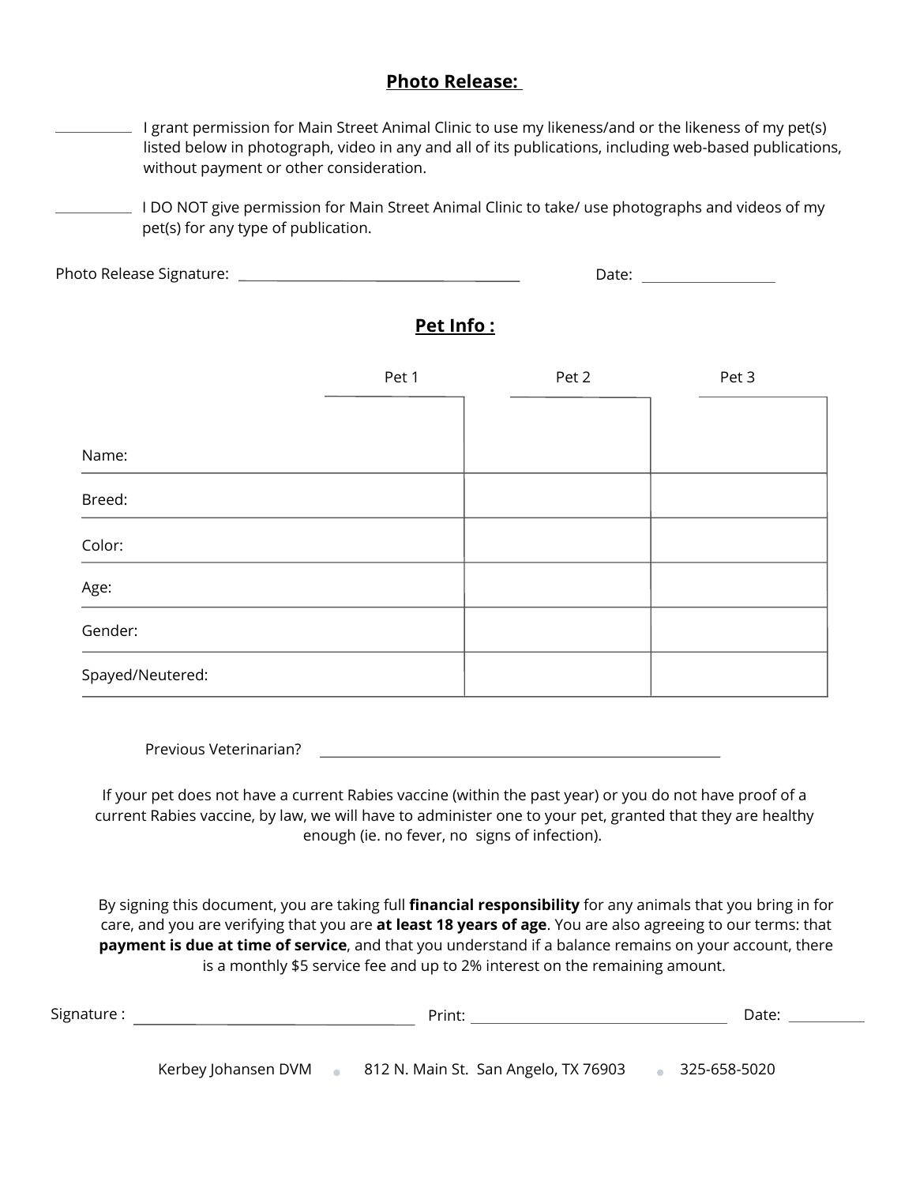## Photo Release:

\_\_\_\_\_\_\_\_\_\_ I grant permission for Main Street Animal Clinic to use my likeness/and or the likeness of my pet(s) listed below in photograph, video in any and all of its publications, including web-based publications, without payment or other consideration.

\_\_\_\_\_\_\_\_\_\_ I DO NOT give permission for Main Street Animal Clinic to take/ use photographs and videos of my pet(s) for any type of publication.

Photo Release Signature: \_\_\_\_\_\_\_\_\_\_\_\_\_\_\_\_\_\_\_\_\_\_\_\_\_\_\_\_ Date: \_\_\_\_\_\_\_\_\_\_\_\_\_\_\_

## Pet Info :

| | Pet 1 | Pet 2 | Pet 3 |
|---|---|---|---|
| Name: | | | |
| Breed: | | | |
| Color: | | | |
| Age: | | | |
| Gender: | | | |
| Spayed/Neutered: | | | |

Previous Veterinarian? \_\_\_\_\_\_\_\_\_\_\_\_\_\_\_\_\_\_\_\_\_\_\_\_\_\_\_\_\_\_\_\_\_\_\_\_\_\_\_\_

If your pet does not have a current Rabies vaccine (within the past year) or you do not have proof of a current Rabies vaccine, by law, we will have to administer one to your pet, granted that they are healthy enough (ie. no fever, no signs of infection).

By signing this document, you are taking full **financial responsibility** for any animals that you bring in for care, and you are verifying that you are **at least 18 years of age**. You are also agreeing to our terms: that **payment is due at time of service**, and that you understand if a balance remains on your account, there is a monthly $5 service fee and up to 2% interest on the remaining amount.

Signature : \_\_\_\_\_\_\_\_\_\_\_\_\_\_\_\_\_\_\_\_\_\_\_\_\_\_\_\_ Print: \_\_\_\_\_\_\_\_\_\_\_\_\_\_\_\_\_\_\_\_\_\_\_\_\_\_\_\_ Date: \_\_\_\_\_\_\_\_

Kerbey Johansen DVM • 812 N. Main St. San Angelo, TX 76903 • 325-658-5020